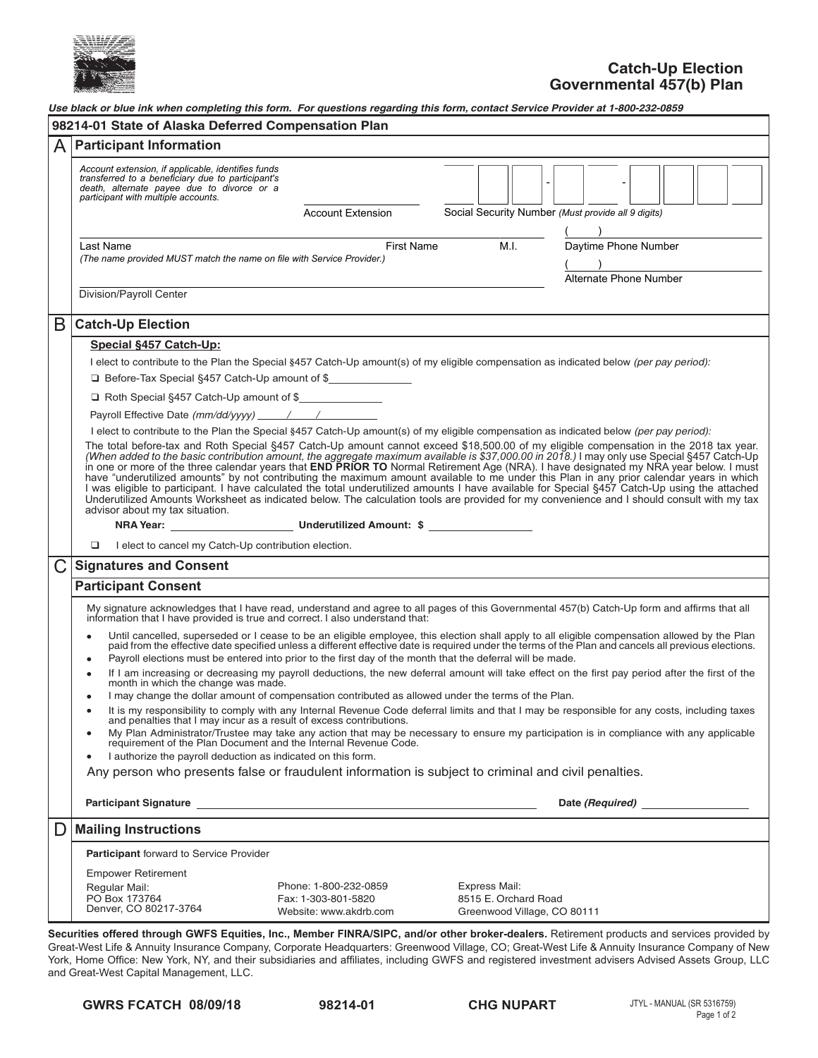# Catch-Up Election
## Governmental 457(b) Plan

*Use black or blue ink when completing this form. For questions regarding this form, contact Service Provider at 1-800-232-0859*

**98214-01 State of Alaska Deferred Compensation Plan**

## A Participant Information

*Account extension, if applicable, identifies funds transferred to a beneficiary due to participant's death, alternate payee due to divorce or a participant with multiple accounts.*

Account Extension ____________

Social Security Number *(Must provide all 9 digits)* ___ ___ ___ - ___ ___ - ___ ___ ___ ___

Last Name ____________ First Name ____________ M.I. ____

*(The name provided MUST match the name on file with Service Provider.)*

Daytime Phone Number ( ) ____________

Alternate Phone Number ( ) ____________

Division/Payroll Center ____________

## B Catch-Up Election

**Special §457 Catch-Up:**

I elect to contribute to the Plan the Special §457 Catch-Up amount(s) of my eligible compensation as indicated below *(per pay period):*

- ❑ Before-Tax Special §457 Catch-Up amount of $______________
- ❑ Roth Special §457 Catch-Up amount of $______________

Payroll Effective Date *(mm/dd/yyyy)* _____/_____/__________

I elect to contribute to the Plan the Special §457 Catch-Up amount(s) of my eligible compensation as indicated below *(per pay period):*

The total before-tax and Roth Special §457 Catch-Up amount cannot exceed $18,500.00 of my eligible compensation in the 2018 tax year. *(When added to the basic contribution amount, the aggregate maximum available is $37,000.00 in 2018.)* I may only use Special §457 Catch-Up in one or more of the three calendar years that **END PRIOR TO** Normal Retirement Age (NRA). I have designated my NRA year below. I must have "underutilized amounts" by not contributing the maximum amount available to me under this Plan in any prior calendar years in which I was eligible to participant. I have calculated the total underutilized amounts I have available for Special §457 Catch-Up using the attached Underutilized Amounts Worksheet as indicated below. The calculation tools are provided for my convenience and I should consult with my tax advisor about my tax situation.

**NRA Year:** ____________________ **Underutilized Amount: $** ____________________

❑ I elect to cancel my Catch-Up contribution election.

## C Signatures and Consent

### Participant Consent

My signature acknowledges that I have read, understand and agree to all pages of this Governmental 457(b) Catch-Up form and affirms that all information that I have provided is true and correct. I also understand that:

- Until cancelled, superseded or I cease to be an eligible employee, this election shall apply to all eligible compensation allowed by the Plan paid from the effective date specified unless a different effective date is required under the terms of the Plan and cancels all previous elections.
- Payroll elections must be entered into prior to the first day of the month that the deferral will be made.
- If I am increasing or decreasing my payroll deductions, the new deferral amount will take effect on the first pay period after the first of the month in which the change was made.
- I may change the dollar amount of compensation contributed as allowed under the terms of the Plan.
- It is my responsibility to comply with any Internal Revenue Code deferral limits and that I may be responsible for any costs, including taxes and penalties that I may incur as a result of excess contributions.
- My Plan Administrator/Trustee may take any action that may be necessary to ensure my participation is in compliance with any applicable requirement of the Plan Document and the Internal Revenue Code.
- I authorize the payroll deduction as indicated on this form.

Any person who presents false or fraudulent information is subject to criminal and civil penalties.

**Participant Signature** ________________________________ **Date *(Required)*** ________________

## D Mailing Instructions

**Participant** forward to Service Provider

Empower Retirement

| Regular Mail: | Phone: 1-800-232-0859 | Express Mail: |
|---|---|---|
| PO Box 173764 | Fax: 1-303-801-5820 | 8515 E. Orchard Road |
| Denver, CO 80217-3764 | Website: www.akdrb.com | Greenwood Village, CO 80111 |

**Securities offered through GWFS Equities, Inc., Member FINRA/SIPC, and/or other broker-dealers.** Retirement products and services provided by Great-West Life & Annuity Insurance Company, Corporate Headquarters: Greenwood Village, CO; Great-West Life & Annuity Insurance Company of New York, Home Office: New York, NY, and their subsidiaries and affiliates, including GWFS and registered investment advisers Advised Assets Group, LLC and Great-West Capital Management, LLC.

**GWRS FCATCH 08/09/18** **98214-01** **CHG NUPART** JTYL - MANUAL (SR 5316759)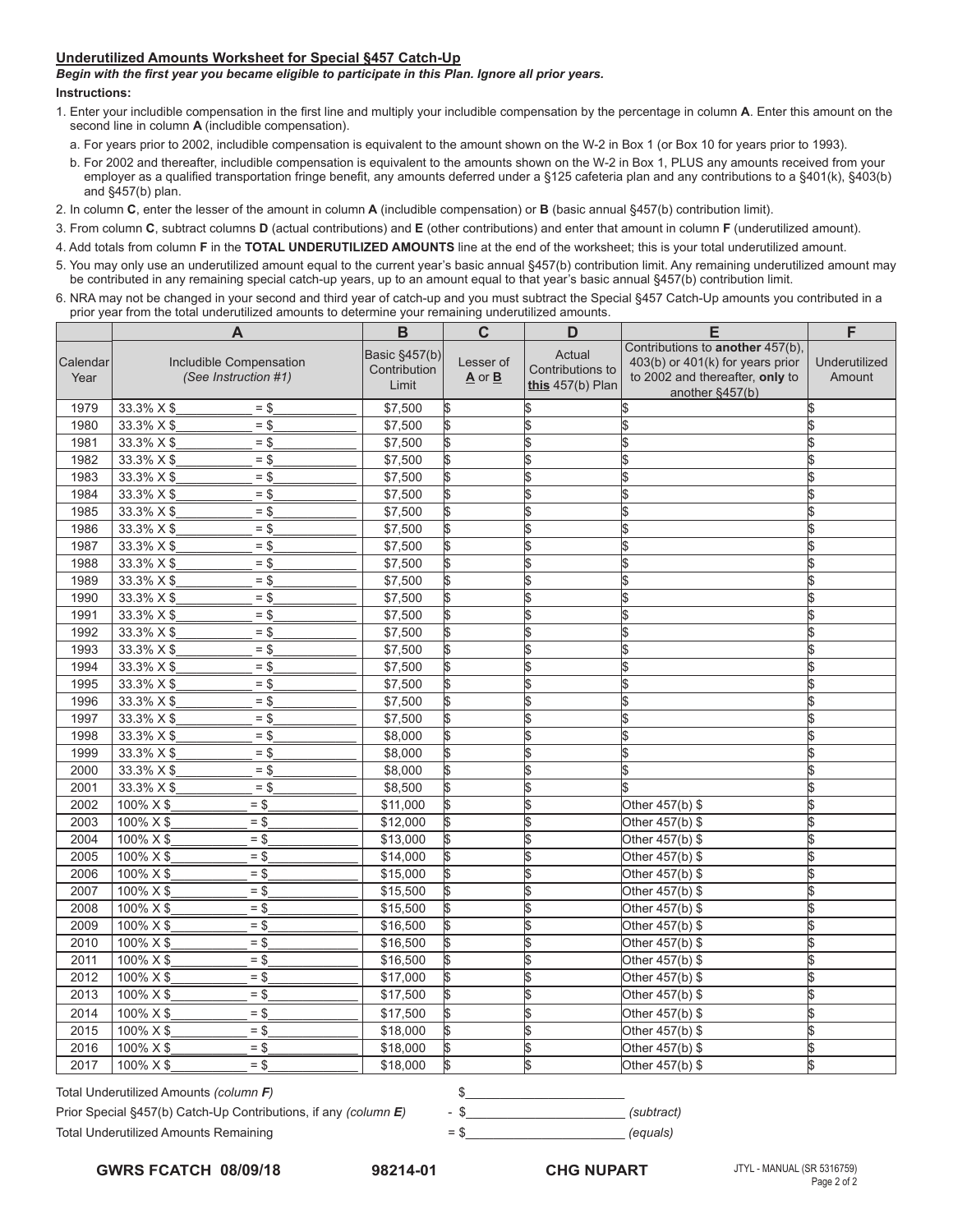**Underutilized Amounts Worksheet for Special §457 Catch-Up**

***Begin with the first year you became eligible to participate in this Plan. Ignore all prior years.***

**Instructions:**

1. Enter your includible compensation in the first line and multiply your includible compensation by the percentage in column **A**. Enter this amount on the second line in column **A** (includible compensation).
   a. For years prior to 2002, includible compensation is equivalent to the amount shown on the W-2 in Box 1 (or Box 10 for years prior to 1993).
   b. For 2002 and thereafter, includible compensation is equivalent to the amounts shown on the W-2 in Box 1, PLUS any amounts received from your employer as a qualified transportation fringe benefit, any amounts deferred under a §125 cafeteria plan and any contributions to a §401(k), §403(b) and §457(b) plan.
2. In column **C**, enter the lesser of the amount in column **A** (includible compensation) or **B** (basic annual §457(b) contribution limit).
3. From column **C**, subtract columns **D** (actual contributions) and **E** (other contributions) and enter that amount in column **F** (underutilized amount).
4. Add totals from column **F** in the **TOTAL UNDERUTILIZED AMOUNTS** line at the end of the worksheet; this is your total underutilized amount.
5. You may only use an underutilized amount equal to the current year's basic annual §457(b) contribution limit. Any remaining underutilized amount may be contributed in any remaining special catch-up years, up to an amount equal to that year's basic annual §457(b) contribution limit.
6. NRA may not be changed in your second and third year of catch-up and you must subtract the Special §457 Catch-Up amounts you contributed in a prior year from the total underutilized amounts to determine your remaining underutilized amounts.

| | A | B | C | D | E | F |
|---|---|---|---|---|---|---|
| Calendar Year | Includible Compensation *(See Instruction #1)* | Basic §457(b) Contribution Limit | Lesser of **A** or **B** | Actual Contributions to **this** 457(b) Plan | Contributions to **another** 457(b), 403(b) or 401(k) for years prior to 2002 and thereafter, **only** to another §457(b) | Underutilized Amount |
| 1979 | 33.3% X $\_\_\_\_\_\_\_\_\_\_ = $\_\_\_\_\_\_\_\_\_\_ | $7,500 | $ | $ | $ | $ |
| 1980 | 33.3% X $\_\_\_\_\_\_\_\_\_\_ = $\_\_\_\_\_\_\_\_\_\_ | $7,500 | $ | $ | $ | $ |
| 1981 | 33.3% X $\_\_\_\_\_\_\_\_\_\_ = $\_\_\_\_\_\_\_\_\_\_ | $7,500 | $ | $ | $ | $ |
| 1982 | 33.3% X $\_\_\_\_\_\_\_\_\_\_ = $\_\_\_\_\_\_\_\_\_\_ | $7,500 | $ | $ | $ | $ |
| 1983 | 33.3% X $\_\_\_\_\_\_\_\_\_\_ = $\_\_\_\_\_\_\_\_\_\_ | $7,500 | $ | $ | $ | $ |
| 1984 | 33.3% X $\_\_\_\_\_\_\_\_\_\_ = $\_\_\_\_\_\_\_\_\_\_ | $7,500 | $ | $ | $ | $ |
| 1985 | 33.3% X $\_\_\_\_\_\_\_\_\_\_ = $\_\_\_\_\_\_\_\_\_\_ | $7,500 | $ | $ | $ | $ |
| 1986 | 33.3% X $\_\_\_\_\_\_\_\_\_\_ = $\_\_\_\_\_\_\_\_\_\_ | $7,500 | $ | $ | $ | $ |
| 1987 | 33.3% X $\_\_\_\_\_\_\_\_\_\_ = $\_\_\_\_\_\_\_\_\_\_ | $7,500 | $ | $ | $ | $ |
| 1988 | 33.3% X $\_\_\_\_\_\_\_\_\_\_ = $\_\_\_\_\_\_\_\_\_\_ | $7,500 | $ | $ | $ | $ |
| 1989 | 33.3% X $\_\_\_\_\_\_\_\_\_\_ = $\_\_\_\_\_\_\_\_\_\_ | $7,500 | $ | $ | $ | $ |
| 1990 | 33.3% X $\_\_\_\_\_\_\_\_\_\_ = $\_\_\_\_\_\_\_\_\_\_ | $7,500 | $ | $ | $ | $ |
| 1991 | 33.3% X $\_\_\_\_\_\_\_\_\_\_ = $\_\_\_\_\_\_\_\_\_\_ | $7,500 | $ | $ | $ | $ |
| 1992 | 33.3% X $\_\_\_\_\_\_\_\_\_\_ = $\_\_\_\_\_\_\_\_\_\_ | $7,500 | $ | $ | $ | $ |
| 1993 | 33.3% X $\_\_\_\_\_\_\_\_\_\_ = $\_\_\_\_\_\_\_\_\_\_ | $7,500 | $ | $ | $ | $ |
| 1994 | 33.3% X $\_\_\_\_\_\_\_\_\_\_ = $\_\_\_\_\_\_\_\_\_\_ | $7,500 | $ | $ | $ | $ |
| 1995 | 33.3% X $\_\_\_\_\_\_\_\_\_\_ = $\_\_\_\_\_\_\_\_\_\_ | $7,500 | $ | $ | $ | $ |
| 1996 | 33.3% X $\_\_\_\_\_\_\_\_\_\_ = $\_\_\_\_\_\_\_\_\_\_ | $7,500 | $ | $ | $ | $ |
| 1997 | 33.3% X $\_\_\_\_\_\_\_\_\_\_ = $\_\_\_\_\_\_\_\_\_\_ | $7,500 | $ | $ | $ | $ |
| 1998 | 33.3% X $\_\_\_\_\_\_\_\_\_\_ = $\_\_\_\_\_\_\_\_\_\_ | $8,000 | $ | $ | $ | $ |
| 1999 | 33.3% X $\_\_\_\_\_\_\_\_\_\_ = $\_\_\_\_\_\_\_\_\_\_ | $8,000 | $ | $ | $ | $ |
| 2000 | 33.3% X $\_\_\_\_\_\_\_\_\_\_ = $\_\_\_\_\_\_\_\_\_\_ | $8,000 | $ | $ | $ | $ |
| 2001 | 33.3% X $\_\_\_\_\_\_\_\_\_\_ = $\_\_\_\_\_\_\_\_\_\_ | $8,500 | $ | $ | $ | $ |
| 2002 | 100% X $\_\_\_\_\_\_\_\_\_\_ = $\_\_\_\_\_\_\_\_\_\_ | $11,000 | $ | $ | Other 457(b) $ | $ |
| 2003 | 100% X $\_\_\_\_\_\_\_\_\_\_ = $\_\_\_\_\_\_\_\_\_\_ | $12,000 | $ | $ | Other 457(b) $ | $ |
| 2004 | 100% X $\_\_\_\_\_\_\_\_\_\_ = $\_\_\_\_\_\_\_\_\_\_ | $13,000 | $ | $ | Other 457(b) $ | $ |
| 2005 | 100% X $\_\_\_\_\_\_\_\_\_\_ = $\_\_\_\_\_\_\_\_\_\_ | $14,000 | $ | $ | Other 457(b) $ | $ |
| 2006 | 100% X $\_\_\_\_\_\_\_\_\_\_ = $\_\_\_\_\_\_\_\_\_\_ | $15,000 | $ | $ | Other 457(b) $ | $ |
| 2007 | 100% X $\_\_\_\_\_\_\_\_\_\_ = $\_\_\_\_\_\_\_\_\_\_ | $15,500 | $ | $ | Other 457(b) $ | $ |
| 2008 | 100% X $\_\_\_\_\_\_\_\_\_\_ = $\_\_\_\_\_\_\_\_\_\_ | $15,500 | $ | $ | Other 457(b) $ | $ |
| 2009 | 100% X $\_\_\_\_\_\_\_\_\_\_ = $\_\_\_\_\_\_\_\_\_\_ | $16,500 | $ | $ | Other 457(b) $ | $ |
| 2010 | 100% X $\_\_\_\_\_\_\_\_\_\_ = $\_\_\_\_\_\_\_\_\_\_ | $16,500 | $ | $ | Other 457(b) $ | $ |
| 2011 | 100% X $\_\_\_\_\_\_\_\_\_\_ = $\_\_\_\_\_\_\_\_\_\_ | $16,500 | $ | $ | Other 457(b) $ | $ |
| 2012 | 100% X $\_\_\_\_\_\_\_\_\_\_ = $\_\_\_\_\_\_\_\_\_\_ | $17,000 | $ | $ | Other 457(b) $ | $ |
| 2013 | 100% X $\_\_\_\_\_\_\_\_\_\_ = $\_\_\_\_\_\_\_\_\_\_ | $17,500 | $ | $ | Other 457(b) $ | $ |
| 2014 | 100% X $\_\_\_\_\_\_\_\_\_\_ = $\_\_\_\_\_\_\_\_\_\_ | $17,500 | $ | $ | Other 457(b) $ | $ |
| 2015 | 100% X $\_\_\_\_\_\_\_\_\_\_ = $\_\_\_\_\_\_\_\_\_\_ | $18,000 | $ | $ | Other 457(b) $ | $ |
| 2016 | 100% X $\_\_\_\_\_\_\_\_\_\_ = $\_\_\_\_\_\_\_\_\_\_ | $18,000 | $ | $ | Other 457(b) $ | $ |
| 2017 | 100% X $\_\_\_\_\_\_\_\_\_\_ = $\_\_\_\_\_\_\_\_\_\_ | $18,000 | $ | $ | Other 457(b) $ | $ |

Total Underutilized Amounts *(column **F**)* $\_\_\_\_\_\_\_\_\_\_\_\_\_\_\_\_\_\_\_\_

Prior Special §457(b) Catch-Up Contributions, if any *(column **E**)* - $\_\_\_\_\_\_\_\_\_\_\_\_\_\_\_\_\_\_\_\_ *(subtract)*

Total Underutilized Amounts Remaining = $\_\_\_\_\_\_\_\_\_\_\_\_\_\_\_\_\_\_\_\_ *(equals)*

**GWRS FCATCH 08/09/18** **98214-01** **CHG NUPART** JTYL - MANUAL (SR 5316759)